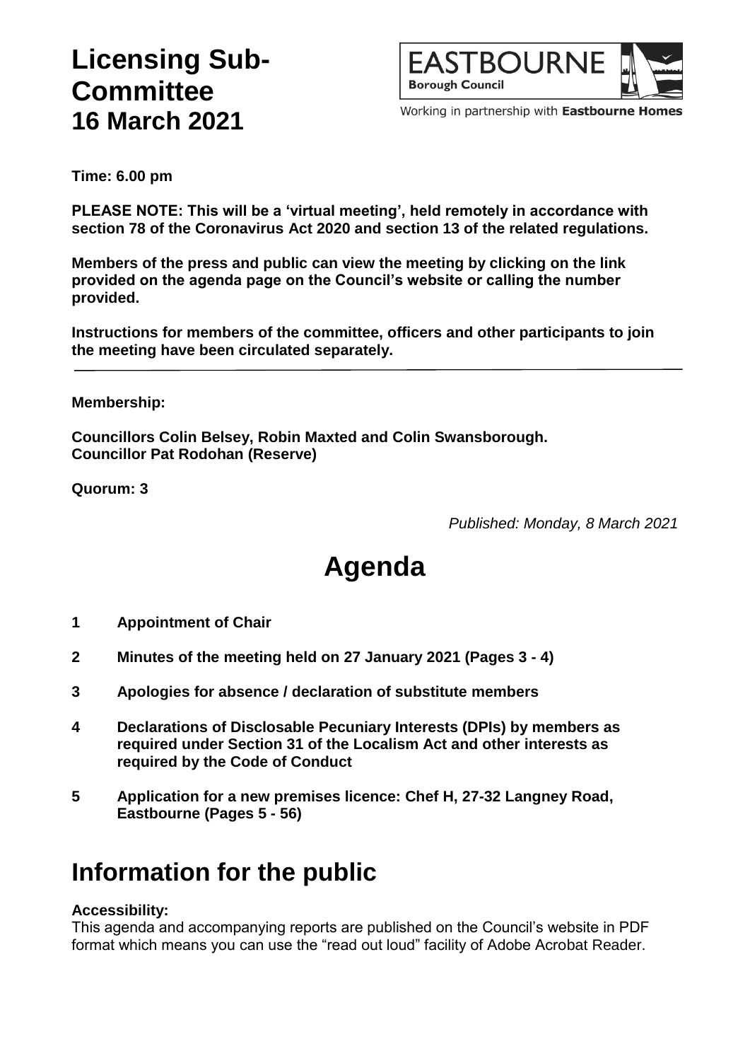# Licensing Sub-Committee
# 16 March 2021

EASTBOURNE Borough Council

Working in partnership with **Eastbourne Homes**

**Time: 6.00 pm**

**PLEASE NOTE: This will be a 'virtual meeting', held remotely in accordance with section 78 of the Coronavirus Act 2020 and section 13 of the related regulations.**

**Members of the press and public can view the meeting by clicking on the link provided on the agenda page on the Council's website or calling the number provided.**

**Instructions for members of the committee, officers and other participants to join the meeting have been circulated separately.**

---

**Membership:**

**Councillors Colin Belsey, Robin Maxted and Colin Swansborough.**
**Councillor Pat Rodohan (Reserve)**

**Quorum: 3**

*Published: Monday, 8 March 2021*

# Agenda

1. **Appointment of Chair**
2. **Minutes of the meeting held on 27 January 2021 (Pages 3 - 4)**
3. **Apologies for absence / declaration of substitute members**
4. **Declarations of Disclosable Pecuniary Interests (DPIs) by members as required under Section 31 of the Localism Act and other interests as required by the Code of Conduct**
5. **Application for a new premises licence: Chef H, 27-32 Langney Road, Eastbourne (Pages 5 - 56)**

# Information for the public

**Accessibility:**
This agenda and accompanying reports are published on the Council's website in PDF format which means you can use the "read out loud" facility of Adobe Acrobat Reader.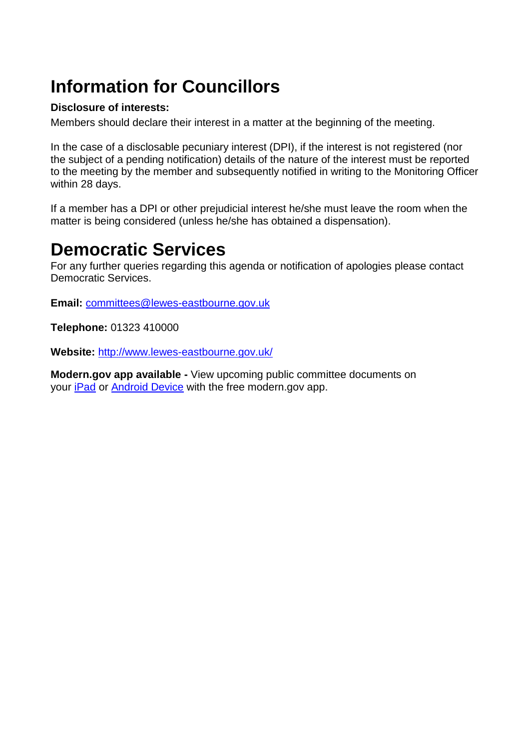# Information for Councillors

**Disclosure of interests:**

Members should declare their interest in a matter at the beginning of the meeting.

In the case of a disclosable pecuniary interest (DPI), if the interest is not registered (nor the subject of a pending notification) details of the nature of the interest must be reported to the meeting by the member and subsequently notified in writing to the Monitoring Officer within 28 days.

If a member has a DPI or other prejudicial interest he/she must leave the room when the matter is being considered (unless he/she has obtained a dispensation).

# Democratic Services

For any further queries regarding this agenda or notification of apologies please contact Democratic Services.

**Email:** committees@lewes-eastbourne.gov.uk

**Telephone:** 01323 410000

**Website:** http://www.lewes-eastbourne.gov.uk/

**Modern.gov app available -** View upcoming public committee documents on your iPad or Android Device with the free modern.gov app.